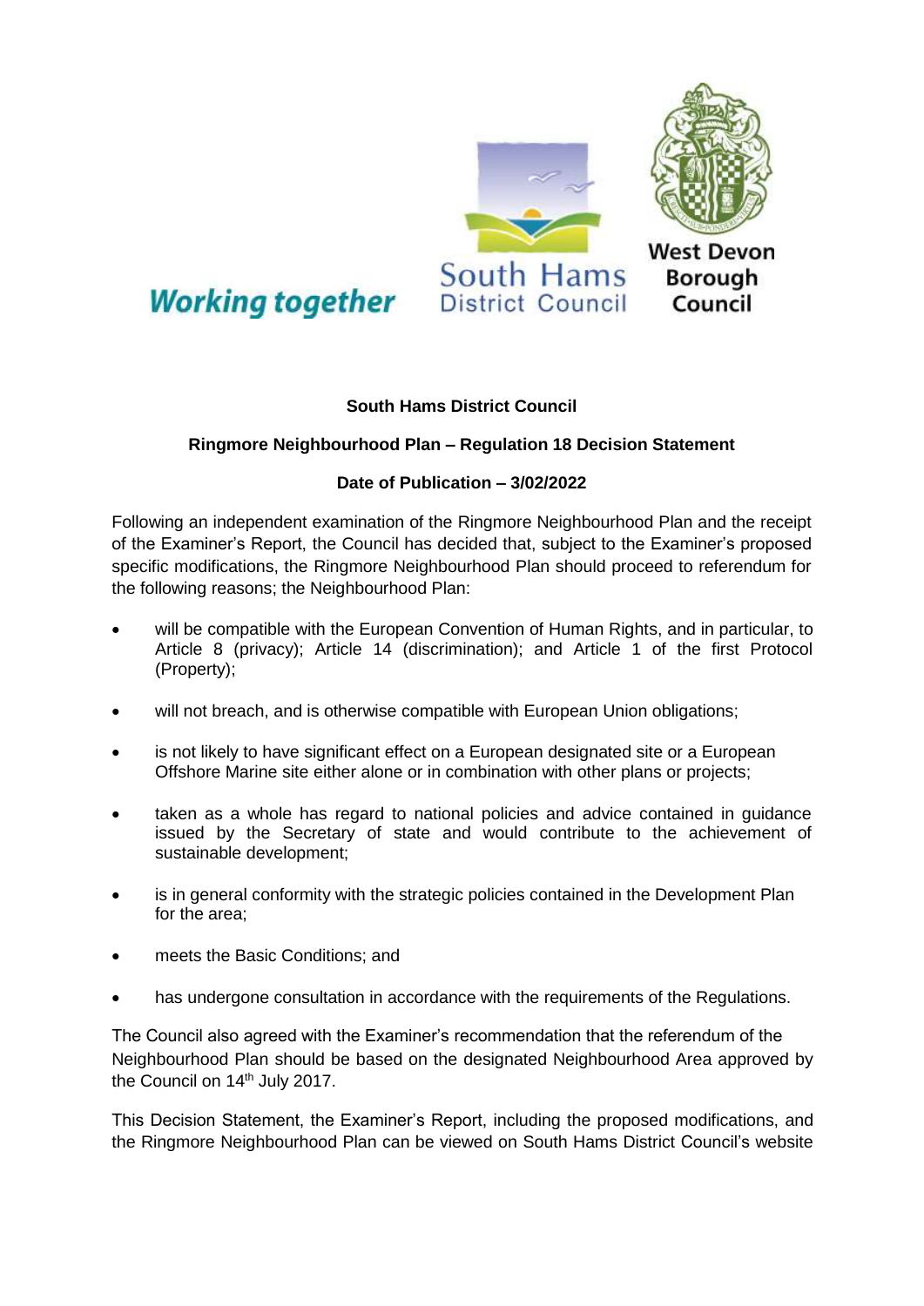Working together

South Hams District Council

West Devon Borough Council

**South Hams District Council**

**Ringmore Neighbourhood Plan – Regulation 18 Decision Statement**

**Date of Publication – 3/02/2022**

Following an independent examination of the Ringmore Neighbourhood Plan and the receipt of the Examiner's Report, the Council has decided that, subject to the Examiner's proposed specific modifications, the Ringmore Neighbourhood Plan should proceed to referendum for the following reasons; the Neighbourhood Plan:

- will be compatible with the European Convention of Human Rights, and in particular, to Article 8 (privacy); Article 14 (discrimination); and Article 1 of the first Protocol (Property);
- will not breach, and is otherwise compatible with European Union obligations;
- is not likely to have significant effect on a European designated site or a European Offshore Marine site either alone or in combination with other plans or projects;
- taken as a whole has regard to national policies and advice contained in guidance issued by the Secretary of state and would contribute to the achievement of sustainable development;
- is in general conformity with the strategic policies contained in the Development Plan for the area;
- meets the Basic Conditions; and
- has undergone consultation in accordance with the requirements of the Regulations.

The Council also agreed with the Examiner's recommendation that the referendum of the Neighbourhood Plan should be based on the designated Neighbourhood Area approved by the Council on 14th July 2017.

This Decision Statement, the Examiner's Report, including the proposed modifications, and the Ringmore Neighbourhood Plan can be viewed on South Hams District Council's website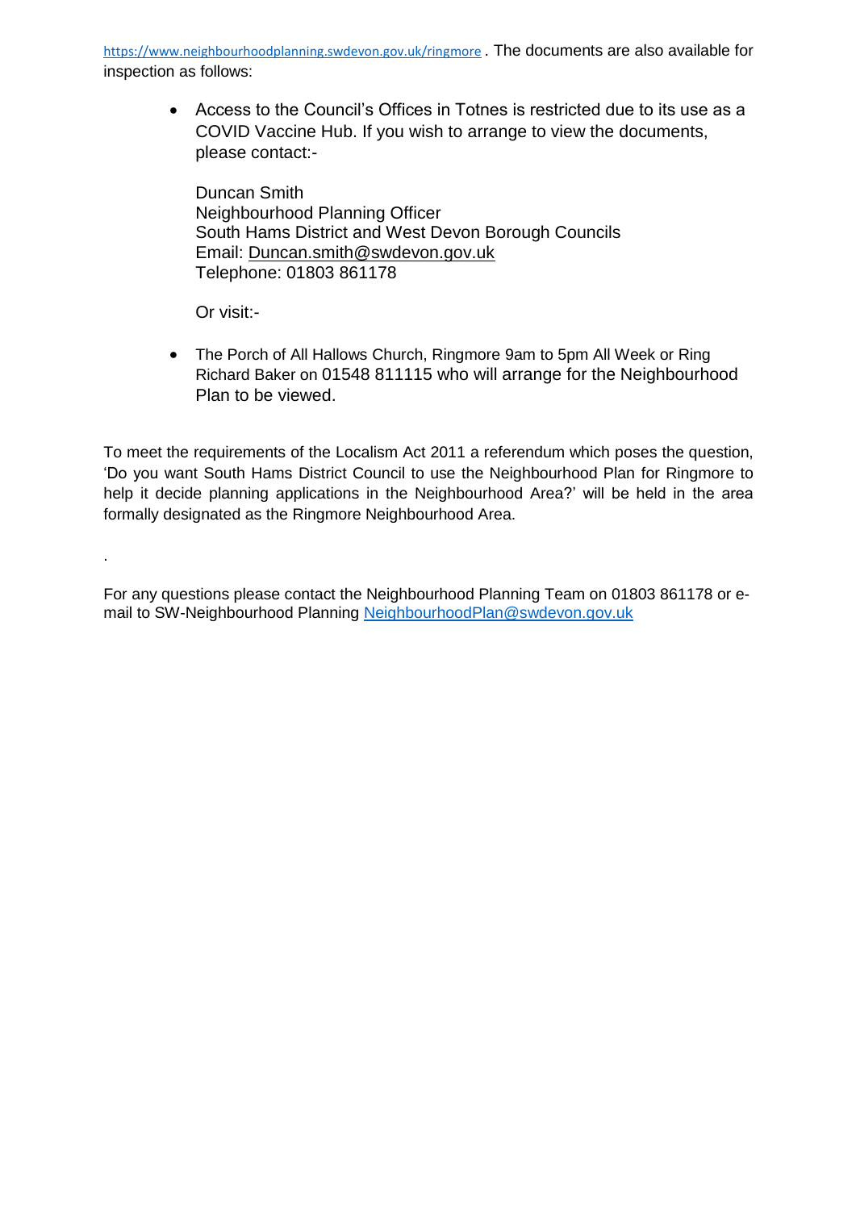https://www.neighbourhoodplanning.swdevon.gov.uk/ringmore . The documents are also available for inspection as follows:

- Access to the Council's Offices in Totnes is restricted due to its use as a COVID Vaccine Hub. If you wish to arrange to view the documents, please contact:-

  Duncan Smith
  Neighbourhood Planning Officer
  South Hams District and West Devon Borough Councils
  Email: Duncan.smith@swdevon.gov.uk
  Telephone: 01803 861178

  Or visit:-

- The Porch of All Hallows Church, Ringmore 9am to 5pm All Week or Ring Richard Baker on 01548 811115 who will arrange for the Neighbourhood Plan to be viewed.

To meet the requirements of the Localism Act 2011 a referendum which poses the question, 'Do you want South Hams District Council to use the Neighbourhood Plan for Ringmore to help it decide planning applications in the Neighbourhood Area?' will be held in the area formally designated as the Ringmore Neighbourhood Area.

.

For any questions please contact the Neighbourhood Planning Team on 01803 861178 or e-mail to SW-Neighbourhood Planning NeighbourhoodPlan@swdevon.gov.uk